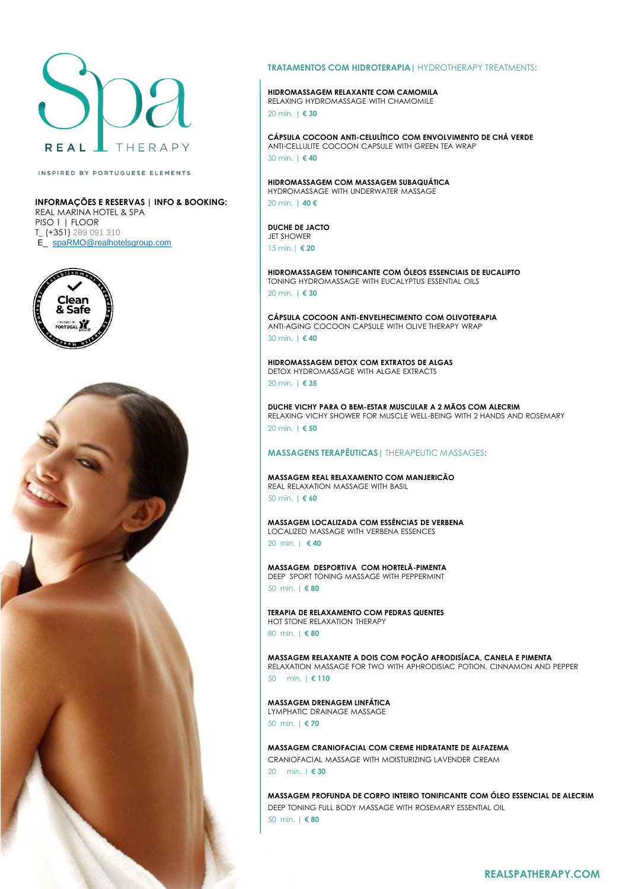# Spa REAL THERAPY

INSPIRED BY PORTUGUESE ELEMENTS

**INFORMAÇÕES E RESERVAS | INFO & BOOKING:**
REAL MARINA HOTEL & SPA
PISO 1 | FLOOR
T_ (+351) 289 091 310
E_ spaRMO@realhotelsgroup.com

Clean & Safe

## TRATAMENTOS COM HIDROTERAPIA | HYDROTHERAPY TREATMENTS:

**HIDROMASSAGEM RELAXANTE COM CAMOMILA**
RELAXING HYDROMASSAGE WITH CHAMOMILE
20 min. | **€ 30**

**CÁPSULA COCOON ANTI-CELULÍTICO COM ENVOLVIMENTO DE CHÁ VERDE**
ANTI-CELLULITE COCOON CAPSULE WITH GREEN TEA WRAP
30 min. | **€ 40**

**HIDROMASSAGEM COM MASSAGEM SUBAQUÁTICA**
HYDROMASSAGE WITH UNDERWATER MASSAGE
20 min. | **40 €**

**DUCHE DE JACTO**
JET SHOWER
15 min. | **€ 20**

**HIDROMASSAGEM TONIFICANTE COM ÓLEOS ESSENCIAIS DE EUCALIPTO**
TONING HYDROMASSAGE WITH EUCALYPTUS ESSENTIAL OILS
20 min. | **€ 30**

**CÁPSULA COCOON ANTI-ENVELHECIMENTO COM OLIVOTERAPIA**
ANTI-AGING COCOON CAPSULE WITH OLIVE THERAPY WRAP
30 min. | **€ 40**

**HIDROMASSAGEM DETOX COM EXTRATOS DE ALGAS**
DETOX HYDROMASSAGE WITH ALGAE EXTRACTS
20 min. | **€ 35**

**DUCHE VICHY PARA O BEM-ESTAR MUSCULAR A 2 MÃOS COM ALECRIM**
RELAXING VICHY SHOWER FOR MUSCLE WELL-BEING WITH 2 HANDS AND ROSEMARY
20 min. | **€ 50**

## MASSAGENS TERAPÊUTICAS | THERAPEUTIC MASSAGES:

**MASSAGEM REAL RELAXAMENTO COM MANJERICÃO**
REAL RELAXATION MASSAGE WITH BASIL
50 min. | **€ 60**

**MASSAGEM LOCALIZADA COM ESSÊNCIAS DE VERBENA**
LOCALIZED MASSAGE WITH VERBENA ESSENCES
20 min. | **€ 40**

**MASSAGEM DESPORTIVA COM HORTELÃ-PIMENTA**
DEEP SPORT TONING MASSAGE WITH PEPPERMINT
50 min. | **€ 80**

**TERAPIA DE RELAXAMENTO COM PEDRAS QUENTES**
HOT STONE RELAXATION THERAPY
80 min. | **€ 80**

**MASSAGEM RELAXANTE A DOIS COM POÇÃO AFRODISÍACA, CANELA E PIMENTA**
RELAXATION MASSAGE FOR TWO WITH APHRODISIAC POTION, CINNAMON AND PEPPER
50 min. | **€ 110**

**MASSAGEM DRENAGEM LINFÁTICA**
LYMPHATIC DRAINAGE MASSAGE
50 min. | **€ 70**

**MASSAGEM CRANIOFACIAL COM CREME HIDRATANTE DE ALFAZEMA**
CRANIOFACIAL MASSAGE WITH MOISTURIZING LAVENDER CREAM
20 min. | **€ 30**

**MASSAGEM PROFUNDA DE CORPO INTEIRO TONIFICANTE COM ÓLEO ESSENCIAL DE ALECRIM**
DEEP TONING FULL BODY MASSAGE WITH ROSEMARY ESSENTIAL OIL
50 min. | **€ 80**

**REALSPATHERAPY.COM**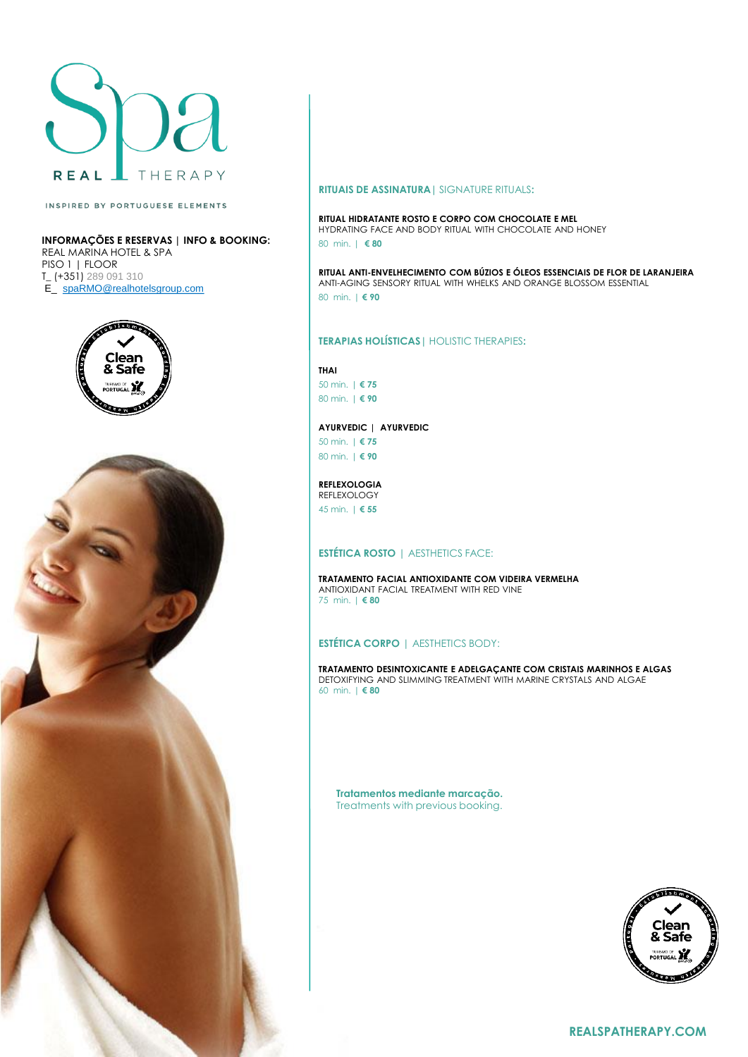# Spa

REAL THERAPY

INSPIRED BY PORTUGUESE ELEMENTS

**INFORMAÇÕES E RESERVAS | INFO & BOOKING:**
REAL MARINA HOTEL & SPA
PISO 1 | FLOOR
T_ (+351) 289 091 310
E_ spaRMO@realhotelsgroup.com

## RITUAIS DE ASSINATURA | SIGNATURE RITUALS:

**RITUAL HIDRATANTE ROSTO E CORPO COM CHOCOLATE E MEL**
HYDRATING FACE AND BODY RITUAL WITH CHOCOLATE AND HONEY
80 min. | **€ 80**

**RITUAL ANTI-ENVELHECIMENTO COM BÚZIOS E ÓLEOS ESSENCIAIS DE FLOR DE LARANJEIRA**
ANTI-AGING SENSORY RITUAL WITH WHELKS AND ORANGE BLOSSOM ESSENTIAL
80 min. | **€ 90**

## TERAPIAS HOLÍSTICAS | HOLISTIC THERAPIES:

**THAI**
50 min. | **€ 75**
80 min. | **€ 90**

**AYURVEDIC | AYURVEDIC**
50 min. | **€ 75**
80 min. | **€ 90**

**REFLEXOLOGIA**
REFLEXOLOGY
45 min. | **€ 55**

## ESTÉTICA ROSTO | AESTHETICS FACE:

**TRATAMENTO FACIAL ANTIOXIDANTE COM VIDEIRA VERMELHA**
ANTIOXIDANT FACIAL TREATMENT WITH RED VINE
75 min. | **€ 80**

## ESTÉTICA CORPO | AESTHETICS BODY:

**TRATAMENTO DESINTOXICANTE E ADELGAÇANTE COM CRISTAIS MARINHOS E ALGAS**
DETOXIFYING AND SLIMMING TREATMENT WITH MARINE CRYSTALS AND ALGAE
60 min. | **€ 80**

**Tratamentos mediante marcação.**
Treatments with previous booking.

**REALSPATHERAPY.COM**